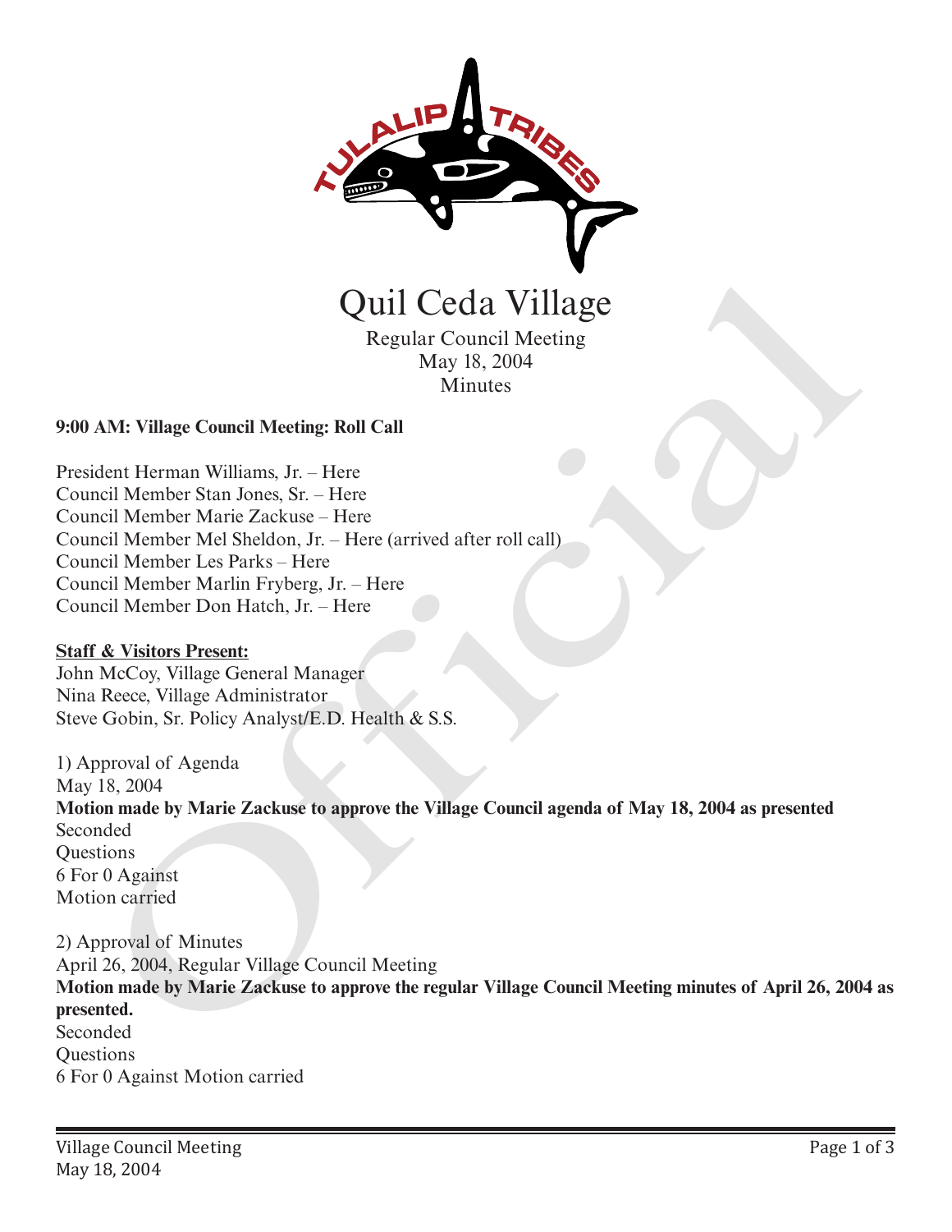# Quil Ceda Village

Regular Council Meeting
May 18, 2004
Minutes

**9:00 AM: Village Council Meeting: Roll Call**

President Herman Williams, Jr. – Here
Council Member Stan Jones, Sr. – Here
Council Member Marie Zackuse – Here
Council Member Mel Sheldon, Jr. – Here (arrived after roll call)
Council Member Les Parks – Here
Council Member Marlin Fryberg, Jr. – Here
Council Member Don Hatch, Jr. – Here

**Staff & Visitors Present:**
John McCoy, Village General Manager
Nina Reece, Village Administrator
Steve Gobin, Sr. Policy Analyst/E.D. Health & S.S.

1) Approval of Agenda
May 18, 2004
**Motion made by Marie Zackuse to approve the Village Council agenda of May 18, 2004 as presented**
Seconded
Questions
6 For 0 Against
Motion carried

2) Approval of Minutes
April 26, 2004, Regular Village Council Meeting
**Motion made by Marie Zackuse to approve the regular Village Council Meeting minutes of April 26, 2004 as presented.**
Seconded
Questions
6 For 0 Against Motion carried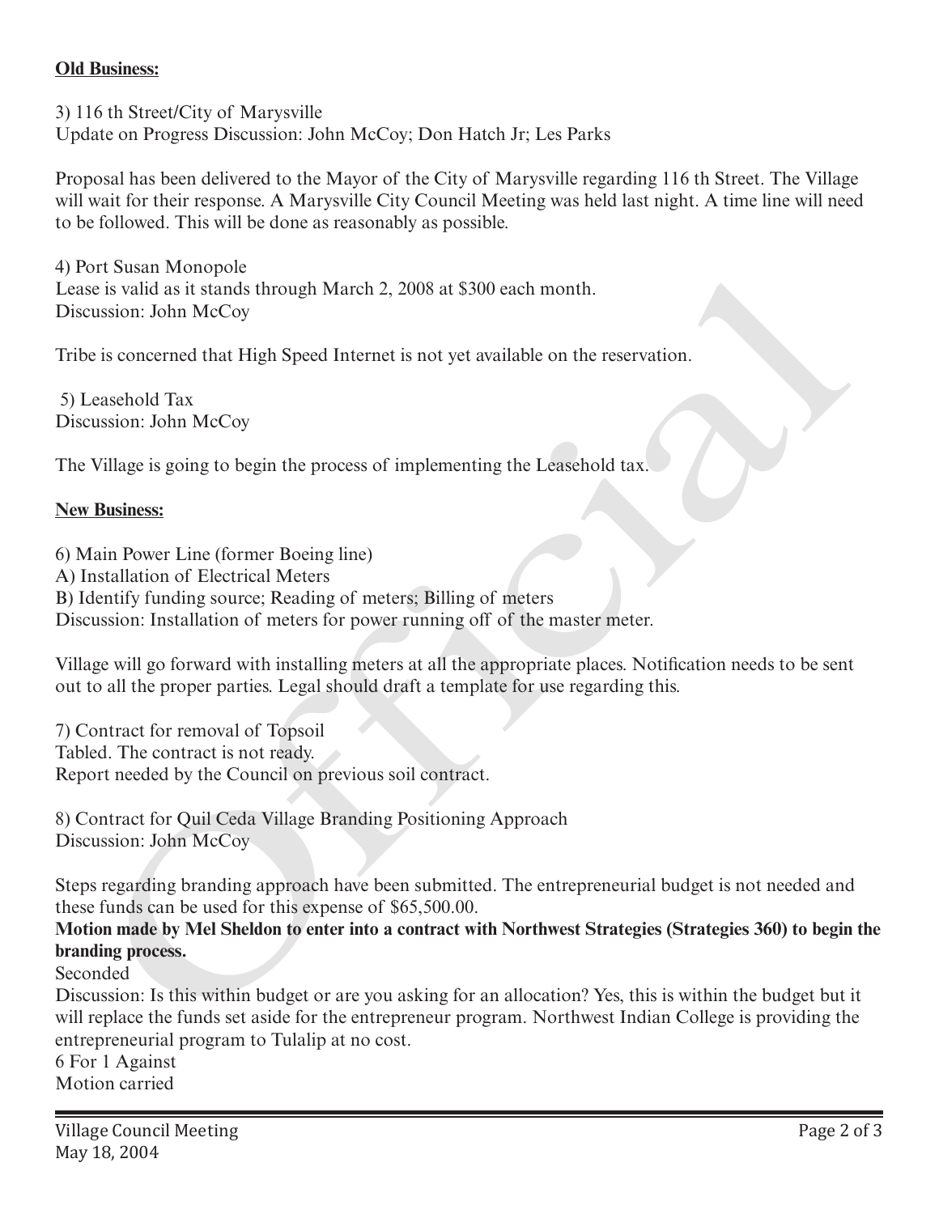**Old Business:**

3) 116 th Street/City of Marysville
Update on Progress Discussion: John McCoy; Don Hatch Jr; Les Parks

Proposal has been delivered to the Mayor of the City of Marysville regarding 116 th Street. The Village will wait for their response. A Marysville City Council Meeting was held last night. A time line will need to be followed. This will be done as reasonably as possible.

4) Port Susan Monopole
Lease is valid as it stands through March 2, 2008 at $300 each month.
Discussion: John McCoy

Tribe is concerned that High Speed Internet is not yet available on the reservation.

5) Leasehold Tax
Discussion: John McCoy

The Village is going to begin the process of implementing the Leasehold tax.

**New Business:**

6) Main Power Line (former Boeing line)
A) Installation of Electrical Meters
B) Identify funding source; Reading of meters; Billing of meters
Discussion: Installation of meters for power running off of the master meter.

Village will go forward with installing meters at all the appropriate places. Notification needs to be sent out to all the proper parties. Legal should draft a template for use regarding this.

7) Contract for removal of Topsoil
Tabled. The contract is not ready.
Report needed by the Council on previous soil contract.

8) Contract for Quil Ceda Village Branding Positioning Approach
Discussion: John McCoy

Steps regarding branding approach have been submitted. The entrepreneurial budget is not needed and these funds can be used for this expense of $65,500.00.
**Motion made by Mel Sheldon to enter into a contract with Northwest Strategies (Strategies 360) to begin the branding process.**
Seconded
Discussion: Is this within budget or are you asking for an allocation? Yes, this is within the budget but it will replace the funds set aside for the entrepreneur program. Northwest Indian College is providing the entrepreneurial program to Tulalip at no cost.
6 For 1 Against
Motion carried

Village Council Meeting
May 18, 2004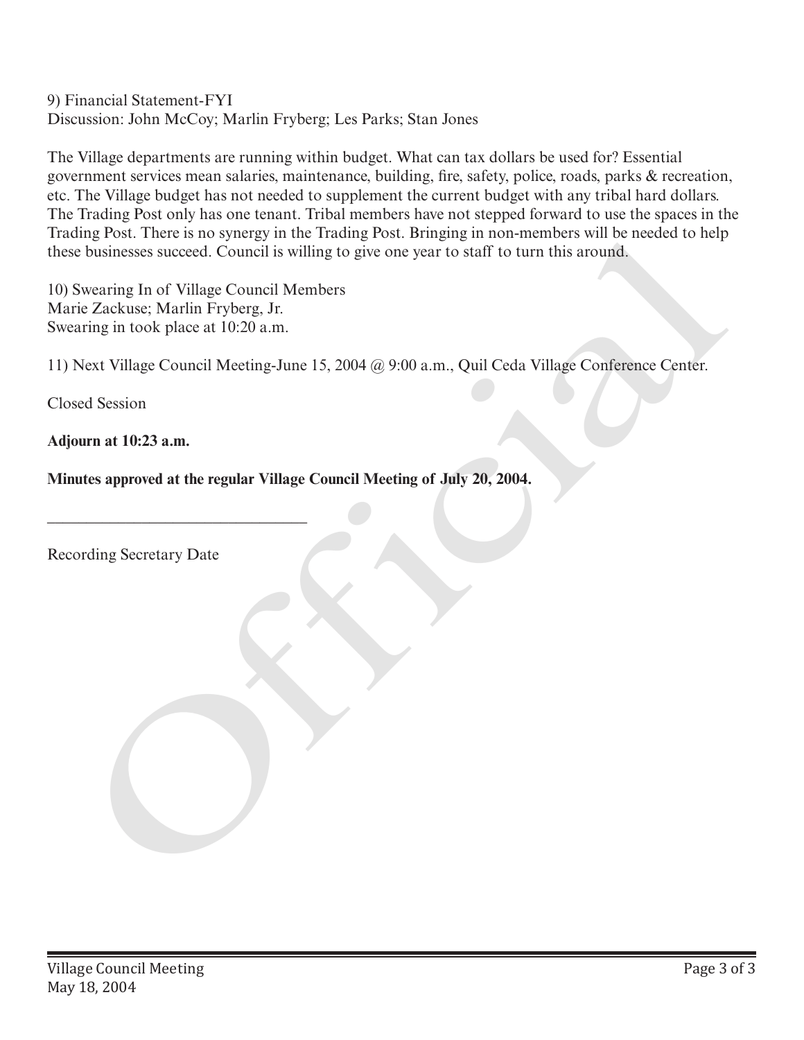9) Financial Statement-FYI
Discussion: John McCoy; Marlin Fryberg; Les Parks; Stan Jones

The Village departments are running within budget. What can tax dollars be used for? Essential government services mean salaries, maintenance, building, fire, safety, police, roads, parks & recreation, etc. The Village budget has not needed to supplement the current budget with any tribal hard dollars. The Trading Post only has one tenant. Tribal members have not stepped forward to use the spaces in the Trading Post. There is no synergy in the Trading Post. Bringing in non-members will be needed to help these businesses succeed. Council is willing to give one year to staff to turn this around.

10) Swearing In of Village Council Members
Marie Zackuse; Marlin Fryberg, Jr.
Swearing in took place at 10:20 a.m.

11) Next Village Council Meeting-June 15, 2004 @ 9:00 a.m., Quil Ceda Village Conference Center.

Closed Session

**Adjourn at 10:23 a.m.**

**Minutes approved at the regular Village Council Meeting of July 20, 2004.**

\_\_\_\_\_\_\_\_\_\_\_\_\_\_\_\_\_\_\_\_\_\_\_\_\_\_\_\_\_\_\_\_

Recording Secretary Date